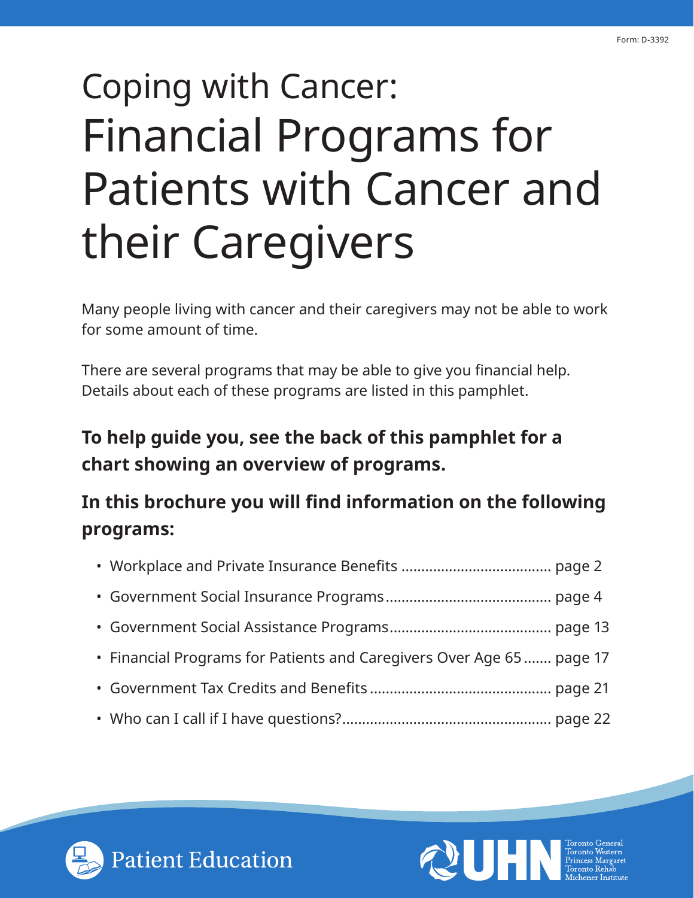Form: D-3392

# Coping with Cancer: Financial Programs for Patients with Cancer and their Caregivers

Many people living with cancer and their caregivers may not be able to work for some amount of time.

There are several programs that may be able to give you financial help. Details about each of these programs are listed in this pamphlet.

**To help guide you, see the back of this pamphlet for a chart showing an overview of programs.**

**In this brochure you will find information on the following programs:**

- Workplace and Private Insurance Benefits ..................................... page 2
- Government Social Insurance Programs ......................................... page 4
- Government Social Assistance Programs ........................................ page 13
- Financial Programs for Patients and Caregivers Over Age 65 ....... page 17
- Government Tax Credits and Benefits ............................................. page 21
- Who can I call if I have questions? ................................................... page 22

Patient Education

UHN Toronto General Toronto Western Princess Margaret Toronto Rehab Michener Institute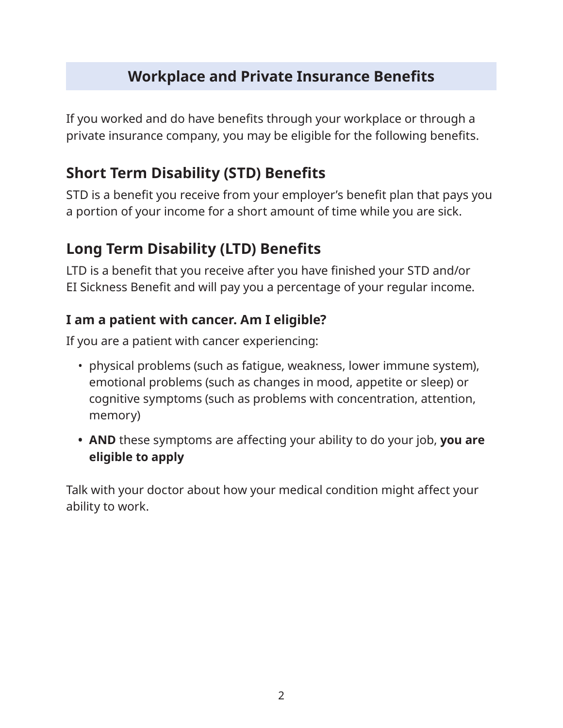## Workplace and Private Insurance Benefits

If you worked and do have benefits through your workplace or through a private insurance company, you may be eligible for the following benefits.

### Short Term Disability (STD) Benefits

STD is a benefit you receive from your employer's benefit plan that pays you a portion of your income for a short amount of time while you are sick.

### Long Term Disability (LTD) Benefits

LTD is a benefit that you receive after you have finished your STD and/or EI Sickness Benefit and will pay you a percentage of your regular income.

#### I am a patient with cancer. Am I eligible?

If you are a patient with cancer experiencing:

- physical problems (such as fatigue, weakness, lower immune system), emotional problems (such as changes in mood, appetite or sleep) or cognitive symptoms (such as problems with concentration, attention, memory)
- **AND** these symptoms are affecting your ability to do your job, **you are eligible to apply**

Talk with your doctor about how your medical condition might affect your ability to work.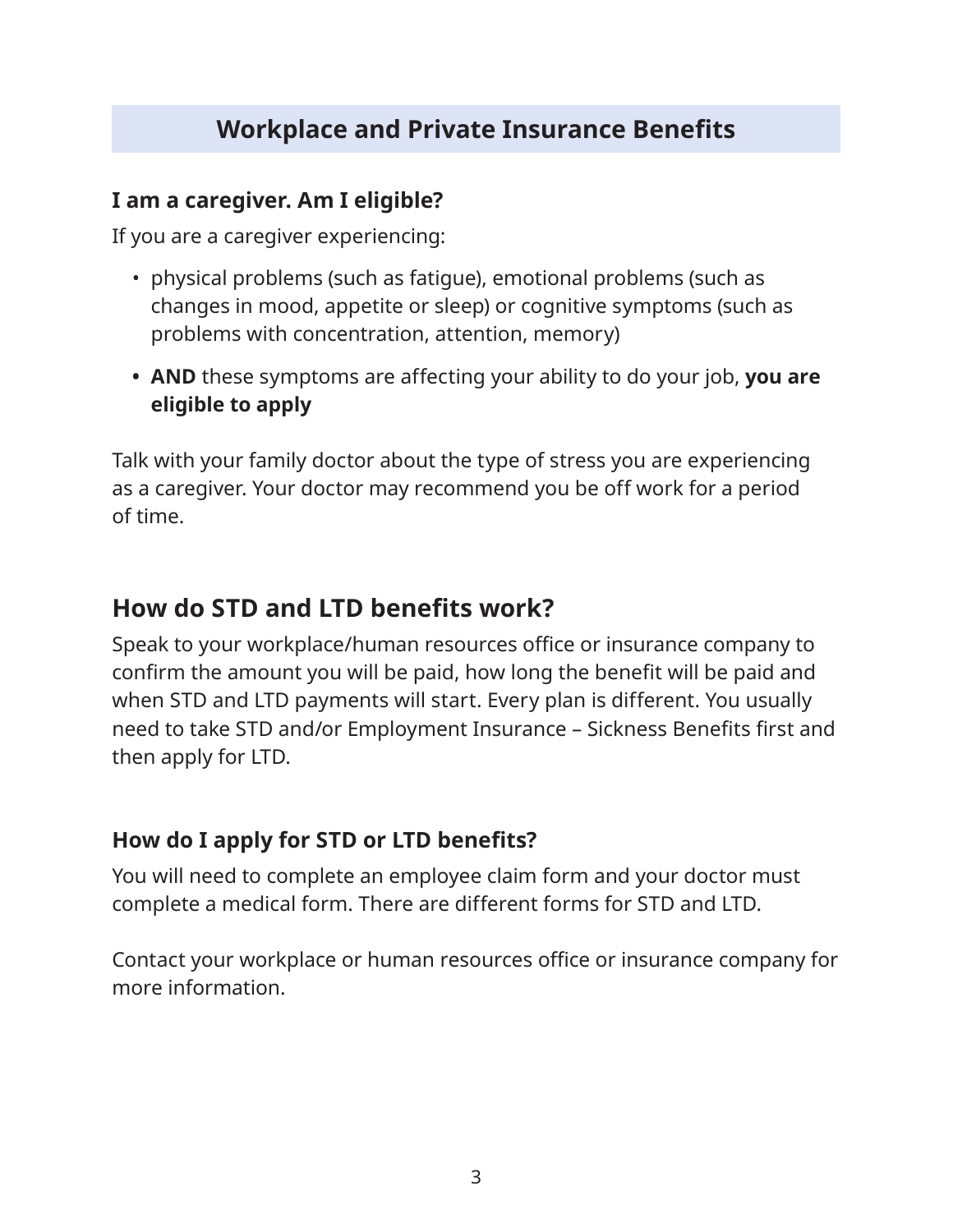## Workplace and Private Insurance Benefits

### I am a caregiver. Am I eligible?

If you are a caregiver experiencing:

- physical problems (such as fatigue), emotional problems (such as changes in mood, appetite or sleep) or cognitive symptoms (such as problems with concentration, attention, memory)
- **AND** these symptoms are affecting your ability to do your job, **you are eligible to apply**

Talk with your family doctor about the type of stress you are experiencing as a caregiver. Your doctor may recommend you be off work for a period of time.

## How do STD and LTD benefits work?

Speak to your workplace/human resources office or insurance company to confirm the amount you will be paid, how long the benefit will be paid and when STD and LTD payments will start. Every plan is different. You usually need to take STD and/or Employment Insurance – Sickness Benefits first and then apply for LTD.

### How do I apply for STD or LTD benefits?

You will need to complete an employee claim form and your doctor must complete a medical form. There are different forms for STD and LTD.

Contact your workplace or human resources office or insurance company for more information.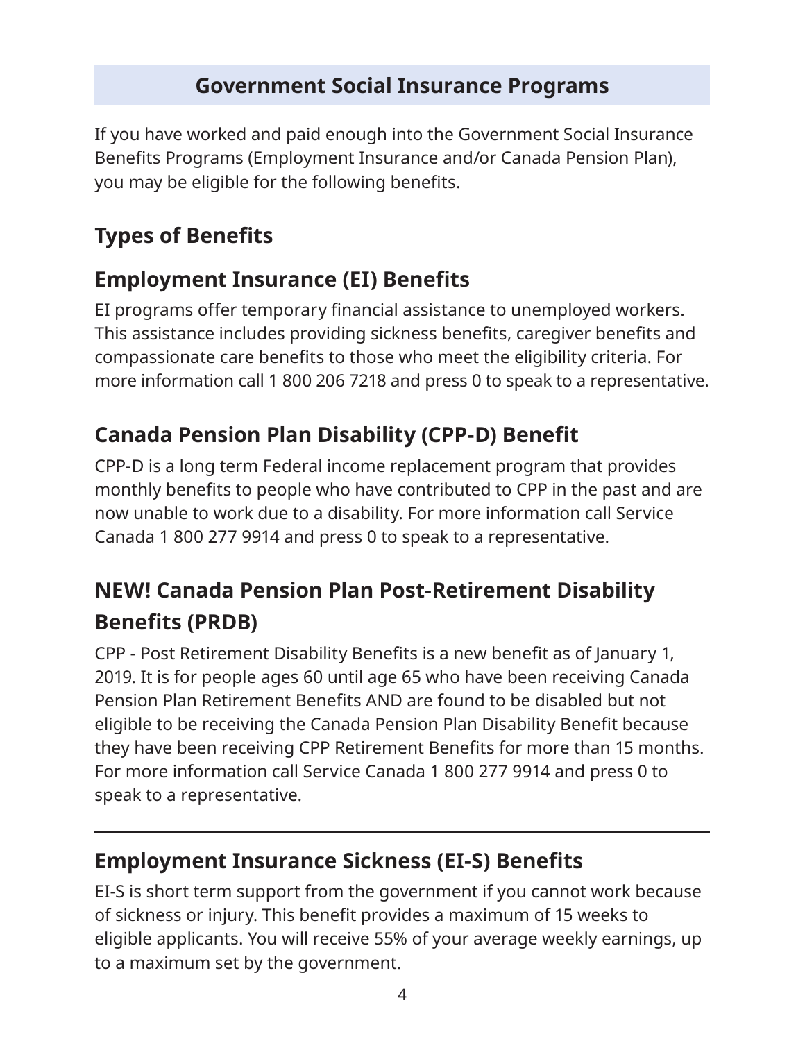## Government Social Insurance Programs

If you have worked and paid enough into the Government Social Insurance Benefits Programs (Employment Insurance and/or Canada Pension Plan), you may be eligible for the following benefits.

### Types of Benefits

### Employment Insurance (EI) Benefits

EI programs offer temporary financial assistance to unemployed workers. This assistance includes providing sickness benefits, caregiver benefits and compassionate care benefits to those who meet the eligibility criteria. For more information call 1 800 206 7218 and press 0 to speak to a representative.

### Canada Pension Plan Disability (CPP-D) Benefit

CPP-D is a long term Federal income replacement program that provides monthly benefits to people who have contributed to CPP in the past and are now unable to work due to a disability. For more information call Service Canada 1 800 277 9914 and press 0 to speak to a representative.

### NEW! Canada Pension Plan Post-Retirement Disability Benefits (PRDB)

CPP - Post Retirement Disability Benefits is a new benefit as of January 1, 2019. It is for people ages 60 until age 65 who have been receiving Canada Pension Plan Retirement Benefits AND are found to be disabled but not eligible to be receiving the Canada Pension Plan Disability Benefit because they have been receiving CPP Retirement Benefits for more than 15 months. For more information call Service Canada 1 800 277 9914 and press 0 to speak to a representative.

---

### Employment Insurance Sickness (EI-S) Benefits

EI-S is short term support from the government if you cannot work because of sickness or injury. This benefit provides a maximum of 15 weeks to eligible applicants. You will receive 55% of your average weekly earnings, up to a maximum set by the government.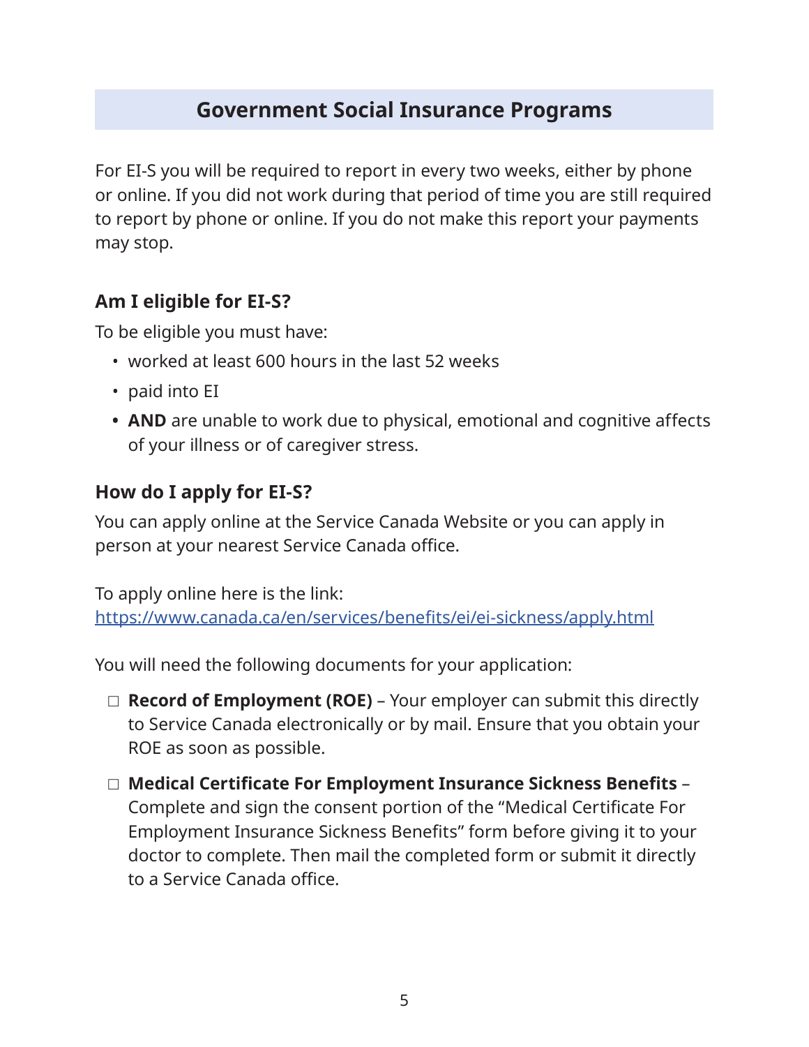## Government Social Insurance Programs

For EI-S you will be required to report in every two weeks, either by phone or online. If you did not work during that period of time you are still required to report by phone or online. If you do not make this report your payments may stop.

### Am I eligible for EI-S?

To be eligible you must have:

- worked at least 600 hours in the last 52 weeks
- paid into EI
- **AND** are unable to work due to physical, emotional and cognitive affects of your illness or of caregiver stress.

### How do I apply for EI-S?

You can apply online at the Service Canada Website or you can apply in person at your nearest Service Canada office.

To apply online here is the link:
https://www.canada.ca/en/services/benefits/ei/ei-sickness/apply.html

You will need the following documents for your application:

- ☐ **Record of Employment (ROE)** – Your employer can submit this directly to Service Canada electronically or by mail. Ensure that you obtain your ROE as soon as possible.
- ☐ **Medical Certificate For Employment Insurance Sickness Benefits** – Complete and sign the consent portion of the “Medical Certificate For Employment Insurance Sickness Benefits” form before giving it to your doctor to complete. Then mail the completed form or submit it directly to a Service Canada office.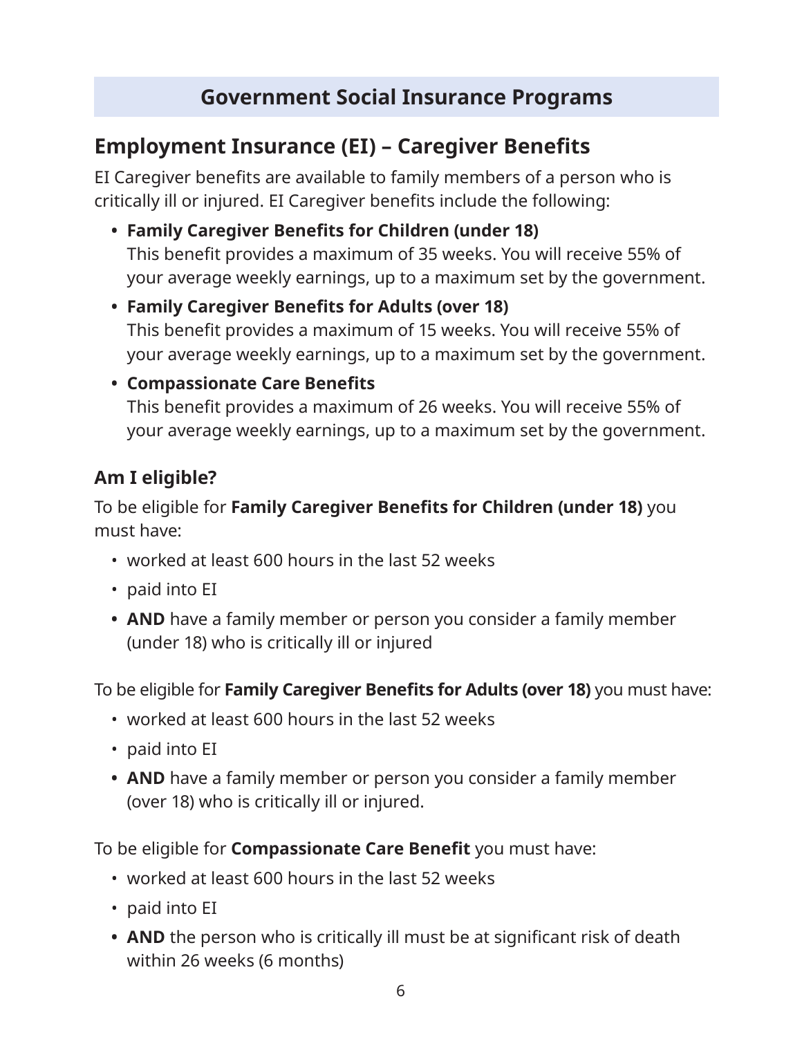# Government Social Insurance Programs

## Employment Insurance (EI) – Caregiver Benefits

EI Caregiver benefits are available to family members of a person who is critically ill or injured. EI Caregiver benefits include the following:

- **Family Caregiver Benefits for Children (under 18)**
  This benefit provides a maximum of 35 weeks. You will receive 55% of your average weekly earnings, up to a maximum set by the government.
- **Family Caregiver Benefits for Adults (over 18)**
  This benefit provides a maximum of 15 weeks. You will receive 55% of your average weekly earnings, up to a maximum set by the government.
- **Compassionate Care Benefits**
  This benefit provides a maximum of 26 weeks. You will receive 55% of your average weekly earnings, up to a maximum set by the government.

### Am I eligible?

To be eligible for **Family Caregiver Benefits for Children (under 18)** you must have:

- worked at least 600 hours in the last 52 weeks
- paid into EI
- **AND** have a family member or person you consider a family member (under 18) who is critically ill or injured

To be eligible for **Family Caregiver Benefits for Adults (over 18)** you must have:

- worked at least 600 hours in the last 52 weeks
- paid into EI
- **AND** have a family member or person you consider a family member (over 18) who is critically ill or injured.

To be eligible for **Compassionate Care Benefit** you must have:

- worked at least 600 hours in the last 52 weeks
- paid into EI
- **AND** the person who is critically ill must be at significant risk of death within 26 weeks (6 months)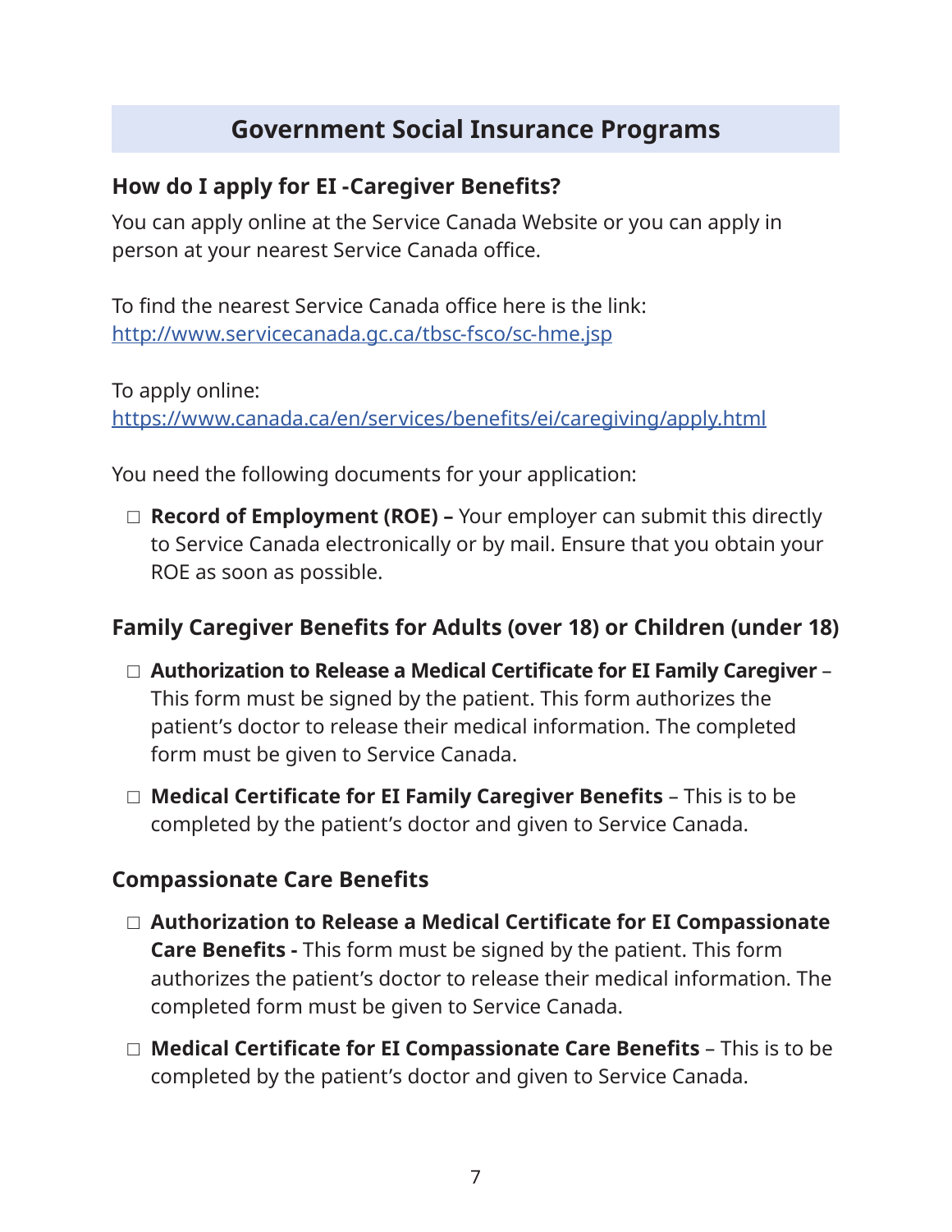# Government Social Insurance Programs

## How do I apply for EI -Caregiver Benefits?

You can apply online at the Service Canada Website or you can apply in person at your nearest Service Canada office.

To find the nearest Service Canada office here is the link: http://www.servicecanada.gc.ca/tbsc-fsco/sc-hme.jsp

To apply online: https://www.canada.ca/en/services/benefits/ei/caregiving/apply.html

You need the following documents for your application:

- ☐ **Record of Employment (ROE) –** Your employer can submit this directly to Service Canada electronically or by mail. Ensure that you obtain your ROE as soon as possible.

## Family Caregiver Benefits for Adults (over 18) or Children (under 18)

- ☐ **Authorization to Release a Medical Certificate for EI Family Caregiver** – This form must be signed by the patient. This form authorizes the patient's doctor to release their medical information. The completed form must be given to Service Canada.
- ☐ **Medical Certificate for EI Family Caregiver Benefits** – This is to be completed by the patient's doctor and given to Service Canada.

## Compassionate Care Benefits

- ☐ **Authorization to Release a Medical Certificate for EI Compassionate Care Benefits -** This form must be signed by the patient. This form authorizes the patient's doctor to release their medical information. The completed form must be given to Service Canada.
- ☐ **Medical Certificate for EI Compassionate Care Benefits** – This is to be completed by the patient's doctor and given to Service Canada.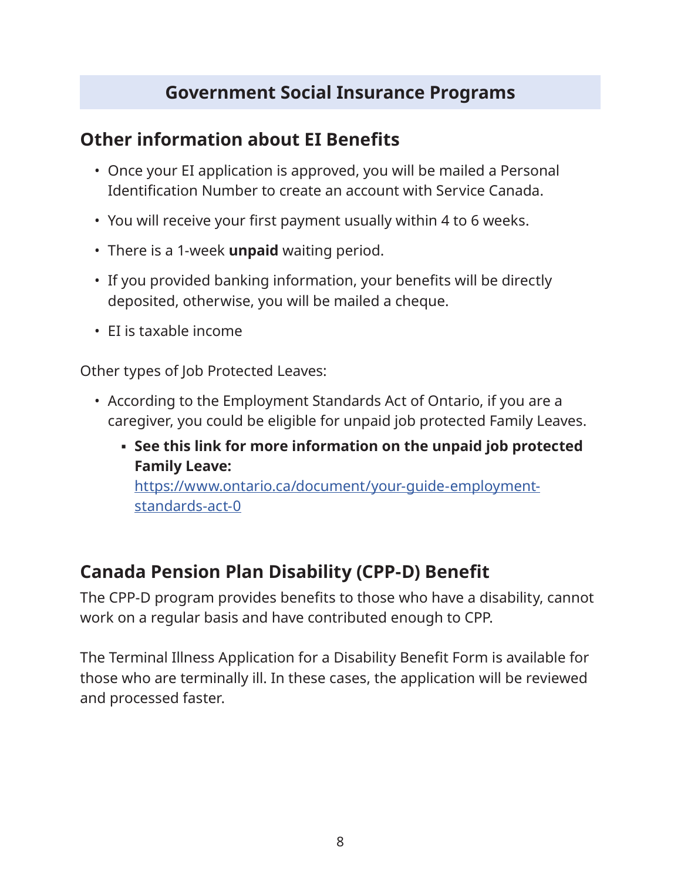# Government Social Insurance Programs

## Other information about EI Benefits

- Once your EI application is approved, you will be mailed a Personal Identification Number to create an account with Service Canada.
- You will receive your first payment usually within 4 to 6 weeks.
- There is a 1-week **unpaid** waiting period.
- If you provided banking information, your benefits will be directly deposited, otherwise, you will be mailed a cheque.
- EI is taxable income

Other types of Job Protected Leaves:

- According to the Employment Standards Act of Ontario, if you are a caregiver, you could be eligible for unpaid job protected Family Leaves.
  - **See this link for more information on the unpaid job protected Family Leave:** [https://www.ontario.ca/document/your-guide-employment-standards-act-0](https://www.ontario.ca/document/your-guide-employment-standards-act-0)

## Canada Pension Plan Disability (CPP-D) Benefit

The CPP-D program provides benefits to those who have a disability, cannot work on a regular basis and have contributed enough to CPP.

The Terminal Illness Application for a Disability Benefit Form is available for those who are terminally ill. In these cases, the application will be reviewed and processed faster.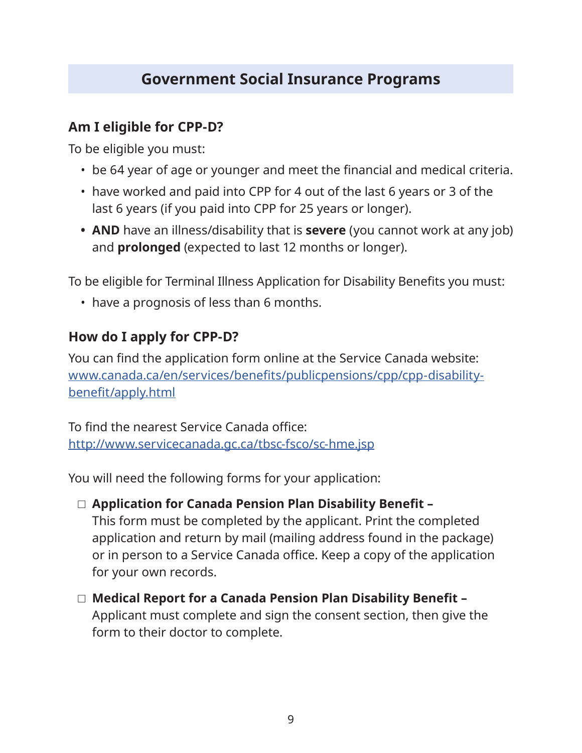# Government Social Insurance Programs

## Am I eligible for CPP-D?

To be eligible you must:

- be 64 year of age or younger and meet the financial and medical criteria.
- have worked and paid into CPP for 4 out of the last 6 years or 3 of the last 6 years (if you paid into CPP for 25 years or longer).
- **AND** have an illness/disability that is **severe** (you cannot work at any job) and **prolonged** (expected to last 12 months or longer).

To be eligible for Terminal Illness Application for Disability Benefits you must:

- have a prognosis of less than 6 months.

## How do I apply for CPP-D?

You can find the application form online at the Service Canada website: [www.canada.ca/en/services/benefits/publicpensions/cpp/cpp-disability-benefit/apply.html](www.canada.ca/en/services/benefits/publicpensions/cpp/cpp-disability-benefit/apply.html)

To find the nearest Service Canada office: [http://www.servicecanada.gc.ca/tbsc-fsco/sc-hme.jsp](http://www.servicecanada.gc.ca/tbsc-fsco/sc-hme.jsp)

You will need the following forms for your application:

- ☐ **Application for Canada Pension Plan Disability Benefit –** This form must be completed by the applicant. Print the completed application and return by mail (mailing address found in the package) or in person to a Service Canada office. Keep a copy of the application for your own records.
- ☐ **Medical Report for a Canada Pension Plan Disability Benefit –** Applicant must complete and sign the consent section, then give the form to their doctor to complete.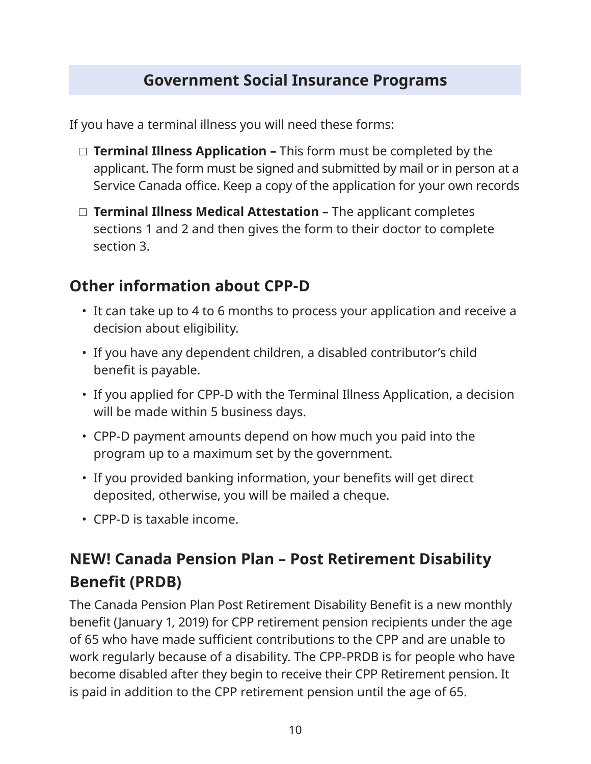## Government Social Insurance Programs

If you have a terminal illness you will need these forms:

- ☐ **Terminal Illness Application –** This form must be completed by the applicant. The form must be signed and submitted by mail or in person at a Service Canada office. Keep a copy of the application for your own records
- ☐ **Terminal Illness Medical Attestation –** The applicant completes sections 1 and 2 and then gives the form to their doctor to complete section 3.

### Other information about CPP-D

- It can take up to 4 to 6 months to process your application and receive a decision about eligibility.
- If you have any dependent children, a disabled contributor's child benefit is payable.
- If you applied for CPP-D with the Terminal Illness Application, a decision will be made within 5 business days.
- CPP-D payment amounts depend on how much you paid into the program up to a maximum set by the government.
- If you provided banking information, your benefits will get direct deposited, otherwise, you will be mailed a cheque.
- CPP-D is taxable income.

### NEW! Canada Pension Plan – Post Retirement Disability Benefit (PRDB)

The Canada Pension Plan Post Retirement Disability Benefit is a new monthly benefit (January 1, 2019) for CPP retirement pension recipients under the age of 65 who have made sufficient contributions to the CPP and are unable to work regularly because of a disability. The CPP-PRDB is for people who have become disabled after they begin to receive their CPP Retirement pension. It is paid in addition to the CPP retirement pension until the age of 65.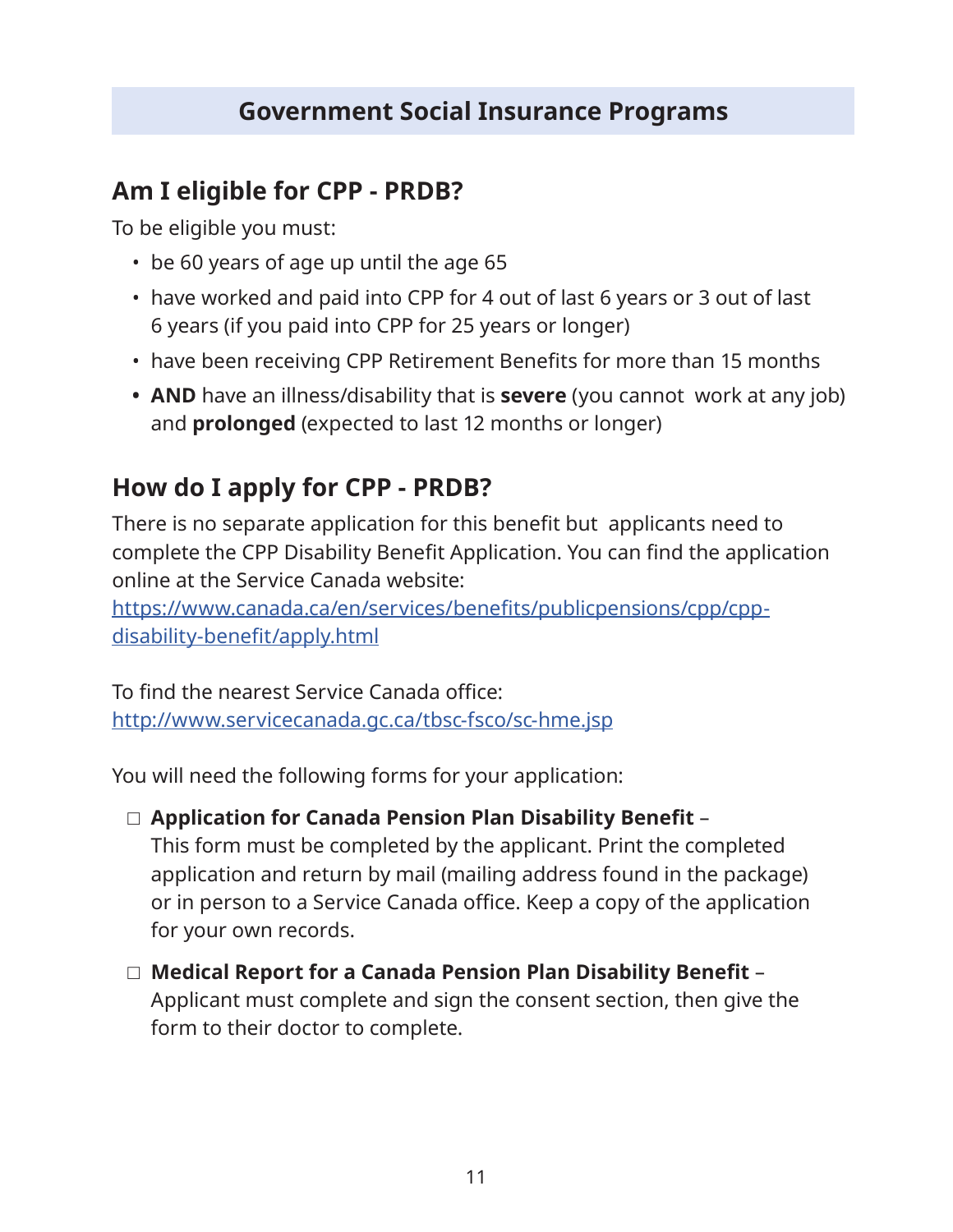# Government Social Insurance Programs

## Am I eligible for CPP - PRDB?

To be eligible you must:

- be 60 years of age up until the age 65
- have worked and paid into CPP for 4 out of last 6 years or 3 out of last 6 years (if you paid into CPP for 25 years or longer)
- have been receiving CPP Retirement Benefits for more than 15 months
- **AND** have an illness/disability that is **severe** (you cannot work at any job) and **prolonged** (expected to last 12 months or longer)

## How do I apply for CPP - PRDB?

There is no separate application for this benefit but applicants need to complete the CPP Disability Benefit Application. You can find the application online at the Service Canada website:
https://www.canada.ca/en/services/benefits/publicpensions/cpp/cpp-disability-benefit/apply.html

To find the nearest Service Canada office:
http://www.servicecanada.gc.ca/tbsc-fsco/sc-hme.jsp

You will need the following forms for your application:

- ☐ **Application for Canada Pension Plan Disability Benefit** – This form must be completed by the applicant. Print the completed application and return by mail (mailing address found in the package) or in person to a Service Canada office. Keep a copy of the application for your own records.
- ☐ **Medical Report for a Canada Pension Plan Disability Benefit** – Applicant must complete and sign the consent section, then give the form to their doctor to complete.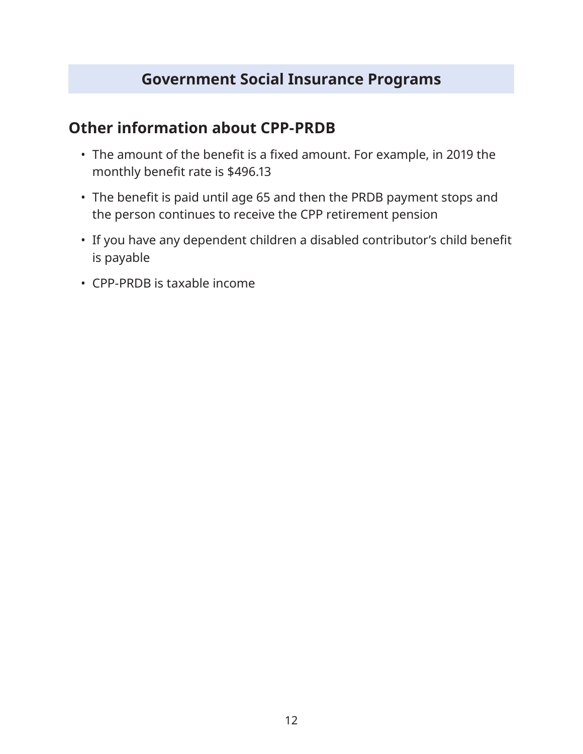# Government Social Insurance Programs

## Other information about CPP-PRDB

- The amount of the benefit is a fixed amount. For example, in 2019 the monthly benefit rate is $496.13
- The benefit is paid until age 65 and then the PRDB payment stops and the person continues to receive the CPP retirement pension
- If you have any dependent children a disabled contributor's child benefit is payable
- CPP-PRDB is taxable income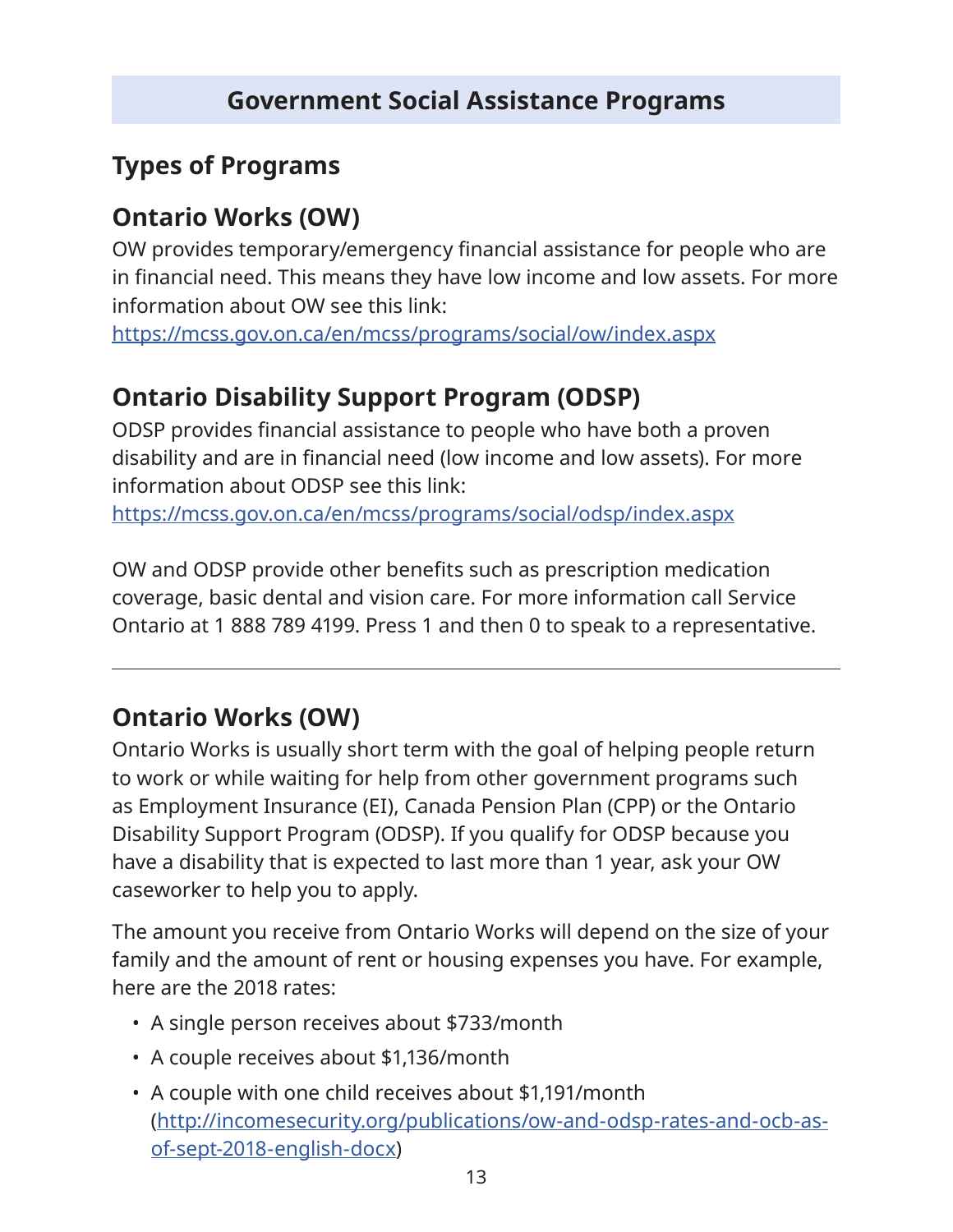# Government Social Assistance Programs

## Types of Programs

### Ontario Works (OW)

OW provides temporary/emergency financial assistance for people who are in financial need. This means they have low income and low assets. For more information about OW see this link:
https://mcss.gov.on.ca/en/mcss/programs/social/ow/index.aspx

### Ontario Disability Support Program (ODSP)

ODSP provides financial assistance to people who have both a proven disability and are in financial need (low income and low assets). For more information about ODSP see this link:
https://mcss.gov.on.ca/en/mcss/programs/social/odsp/index.aspx

OW and ODSP provide other benefits such as prescription medication coverage, basic dental and vision care. For more information call Service Ontario at 1 888 789 4199. Press 1 and then 0 to speak to a representative.

---

### Ontario Works (OW)

Ontario Works is usually short term with the goal of helping people return to work or while waiting for help from other government programs such as Employment Insurance (EI), Canada Pension Plan (CPP) or the Ontario Disability Support Program (ODSP). If you qualify for ODSP because you have a disability that is expected to last more than 1 year, ask your OW caseworker to help you to apply.

The amount you receive from Ontario Works will depend on the size of your family and the amount of rent or housing expenses you have. For example, here are the 2018 rates:

- A single person receives about $733/month
- A couple receives about $1,136/month
- A couple with one child receives about $1,191/month (http://incomesecurity.org/publications/ow-and-odsp-rates-and-ocb-as-of-sept-2018-english-docx)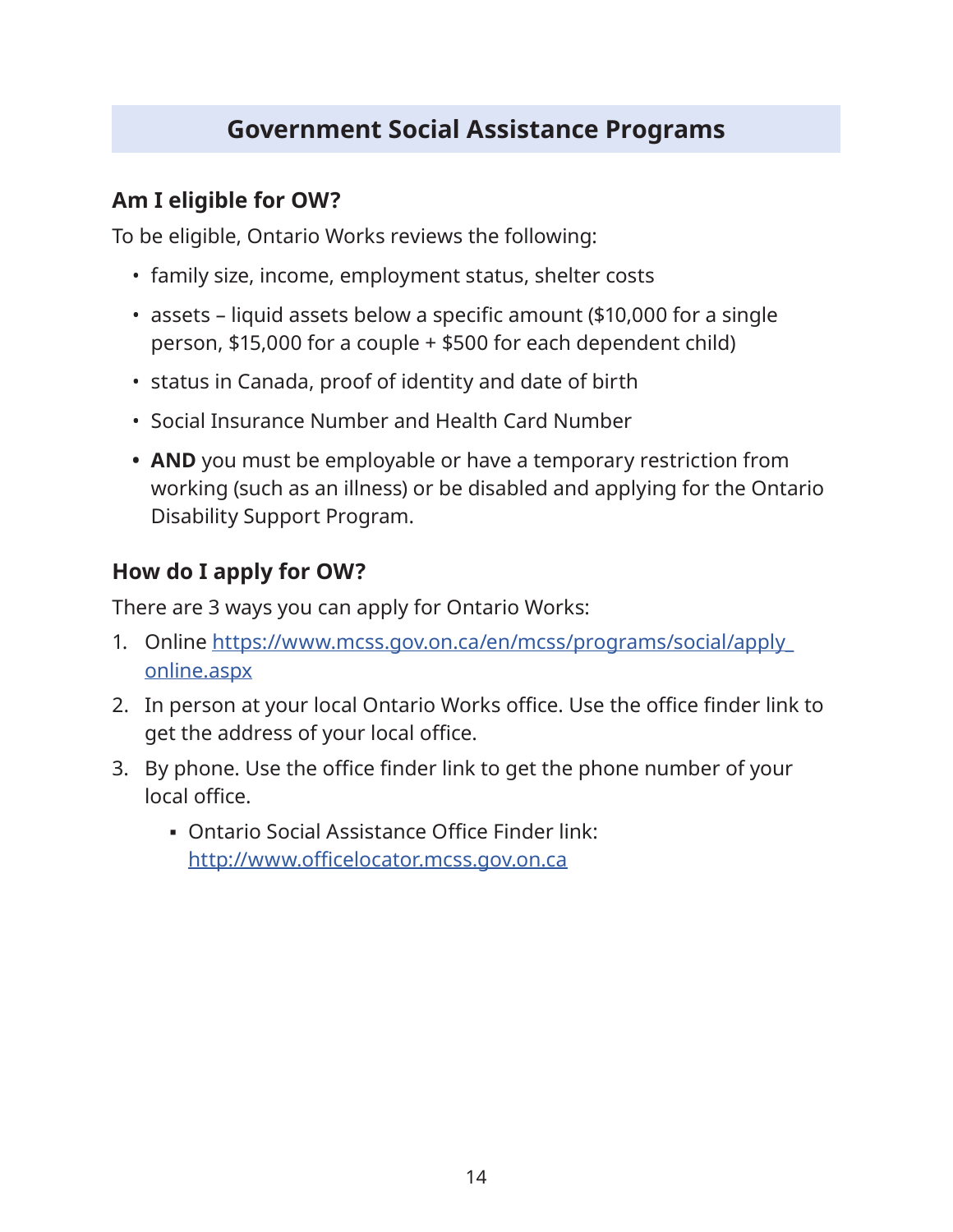## Government Social Assistance Programs

### Am I eligible for OW?

To be eligible, Ontario Works reviews the following:

- family size, income, employment status, shelter costs
- assets – liquid assets below a specific amount ($10,000 for a single person, $15,000 for a couple + $500 for each dependent child)
- status in Canada, proof of identity and date of birth
- Social Insurance Number and Health Card Number
- **AND** you must be employable or have a temporary restriction from working (such as an illness) or be disabled and applying for the Ontario Disability Support Program.

### How do I apply for OW?

There are 3 ways you can apply for Ontario Works:

1. Online https://www.mcss.gov.on.ca/en/mcss/programs/social/apply_online.aspx
2. In person at your local Ontario Works office. Use the office finder link to get the address of your local office.
3. By phone. Use the office finder link to get the phone number of your local office.
    - Ontario Social Assistance Office Finder link: http://www.officelocator.mcss.gov.on.ca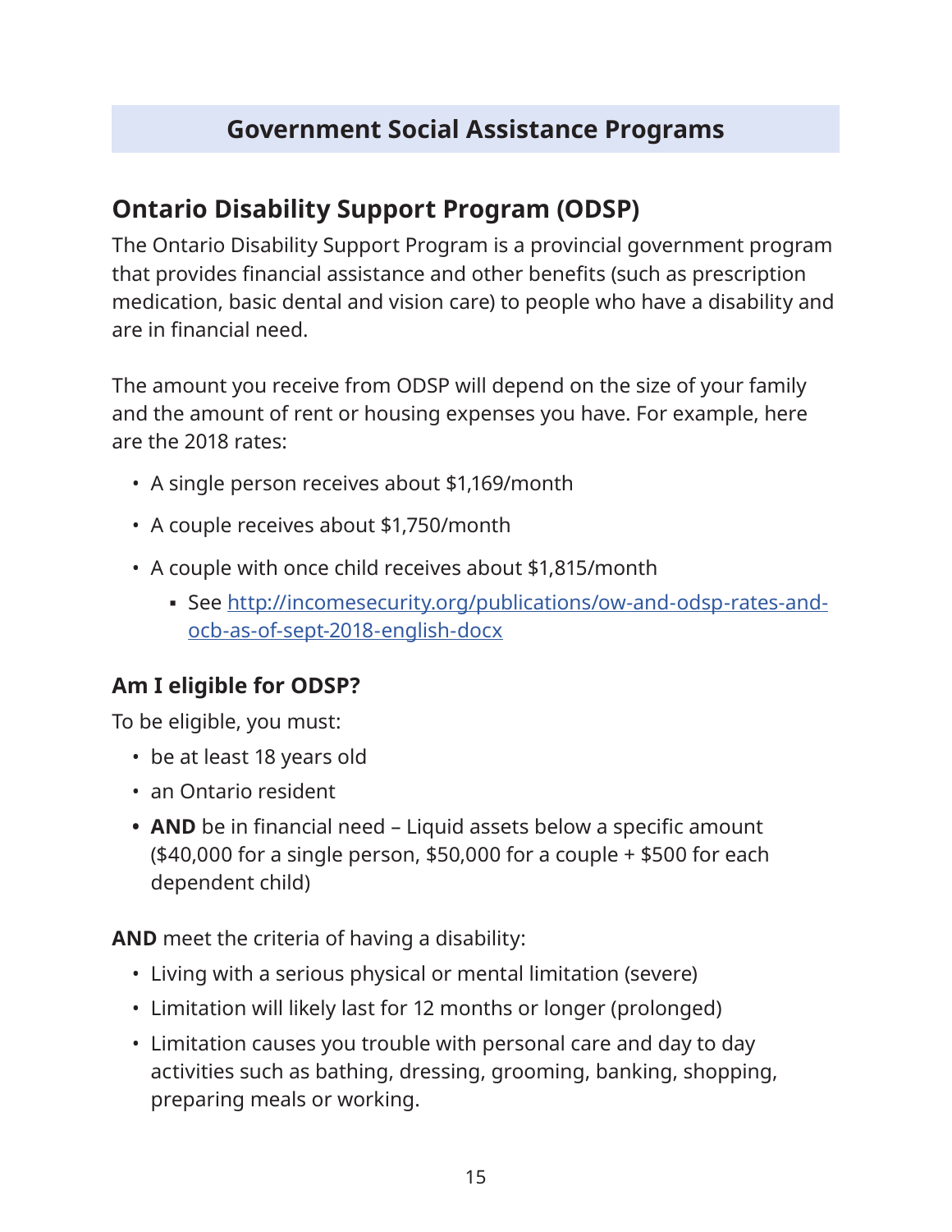# Government Social Assistance Programs

## Ontario Disability Support Program (ODSP)

The Ontario Disability Support Program is a provincial government program that provides financial assistance and other benefits (such as prescription medication, basic dental and vision care) to people who have a disability and are in financial need.

The amount you receive from ODSP will depend on the size of your family and the amount of rent or housing expenses you have. For example, here are the 2018 rates:

- A single person receives about $1,169/month
- A couple receives about $1,750/month
- A couple with once child receives about $1,815/month
  - See [http://incomesecurity.org/publications/ow-and-odsp-rates-and-ocb-as-of-sept-2018-english-docx](http://incomesecurity.org/publications/ow-and-odsp-rates-and-ocb-as-of-sept-2018-english-docx)

### Am I eligible for ODSP?

To be eligible, you must:

- be at least 18 years old
- an Ontario resident
- **AND** be in financial need – Liquid assets below a specific amount ($40,000 for a single person, $50,000 for a couple + $500 for each dependent child)

**AND** meet the criteria of having a disability:

- Living with a serious physical or mental limitation (severe)
- Limitation will likely last for 12 months or longer (prolonged)
- Limitation causes you trouble with personal care and day to day activities such as bathing, dressing, grooming, banking, shopping, preparing meals or working.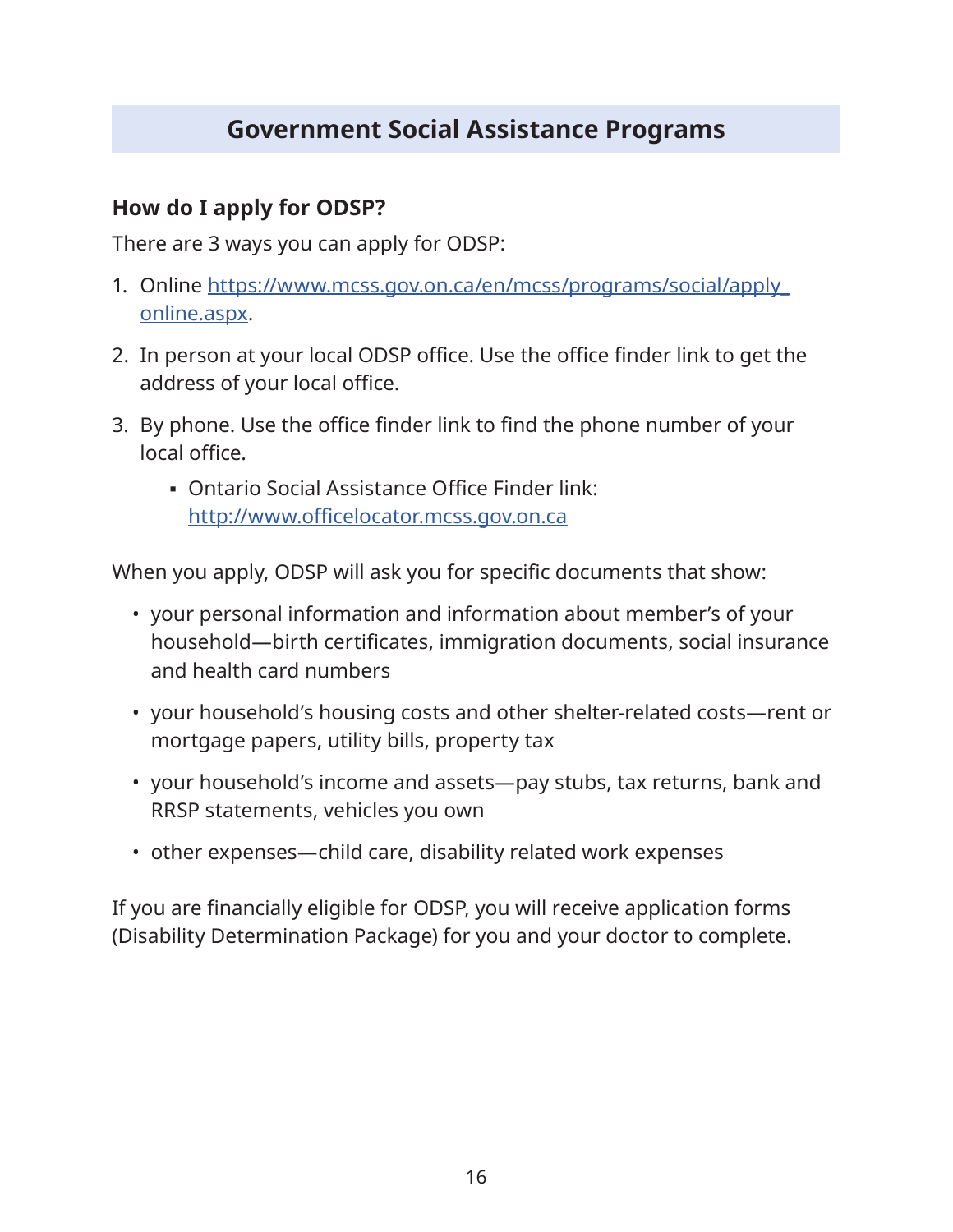## Government Social Assistance Programs

### How do I apply for ODSP?

There are 3 ways you can apply for ODSP:

1. Online https://www.mcss.gov.on.ca/en/mcss/programs/social/apply_online.aspx.
2. In person at your local ODSP office. Use the office finder link to get the address of your local office.
3. By phone. Use the office finder link to find the phone number of your local office.
   - Ontario Social Assistance Office Finder link: http://www.officelocator.mcss.gov.on.ca

When you apply, ODSP will ask you for specific documents that show:

- your personal information and information about member's of your household—birth certificates, immigration documents, social insurance and health card numbers
- your household's housing costs and other shelter-related costs—rent or mortgage papers, utility bills, property tax
- your household's income and assets—pay stubs, tax returns, bank and RRSP statements, vehicles you own
- other expenses—child care, disability related work expenses

If you are financially eligible for ODSP, you will receive application forms (Disability Determination Package) for you and your doctor to complete.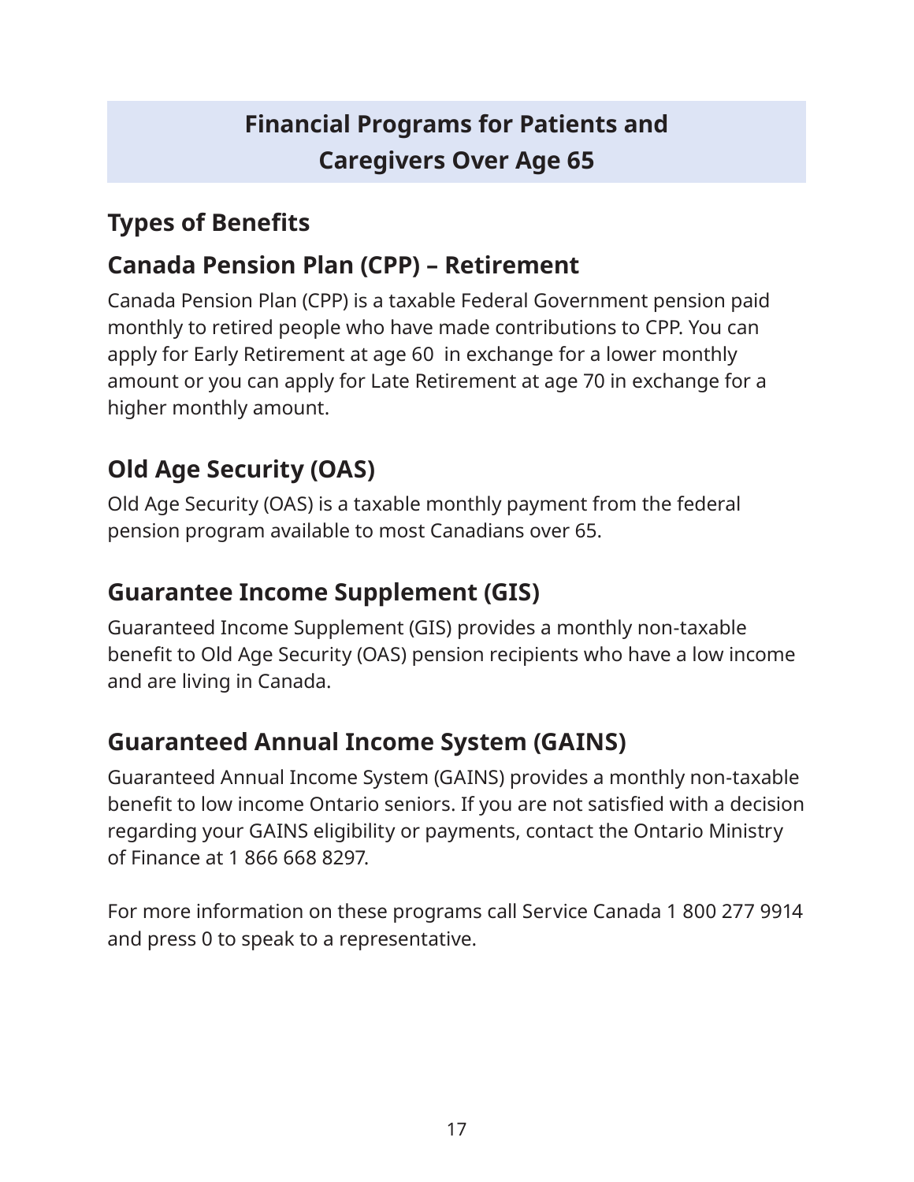# Financial Programs for Patients and Caregivers Over Age 65

## Types of Benefits

### Canada Pension Plan (CPP) – Retirement

Canada Pension Plan (CPP) is a taxable Federal Government pension paid monthly to retired people who have made contributions to CPP. You can apply for Early Retirement at age 60 in exchange for a lower monthly amount or you can apply for Late Retirement at age 70 in exchange for a higher monthly amount.

### Old Age Security (OAS)

Old Age Security (OAS) is a taxable monthly payment from the federal pension program available to most Canadians over 65.

### Guarantee Income Supplement (GIS)

Guaranteed Income Supplement (GIS) provides a monthly non-taxable benefit to Old Age Security (OAS) pension recipients who have a low income and are living in Canada.

### Guaranteed Annual Income System (GAINS)

Guaranteed Annual Income System (GAINS) provides a monthly non-taxable benefit to low income Ontario seniors. If you are not satisfied with a decision regarding your GAINS eligibility or payments, contact the Ontario Ministry of Finance at 1 866 668 8297.

For more information on these programs call Service Canada 1 800 277 9914 and press 0 to speak to a representative.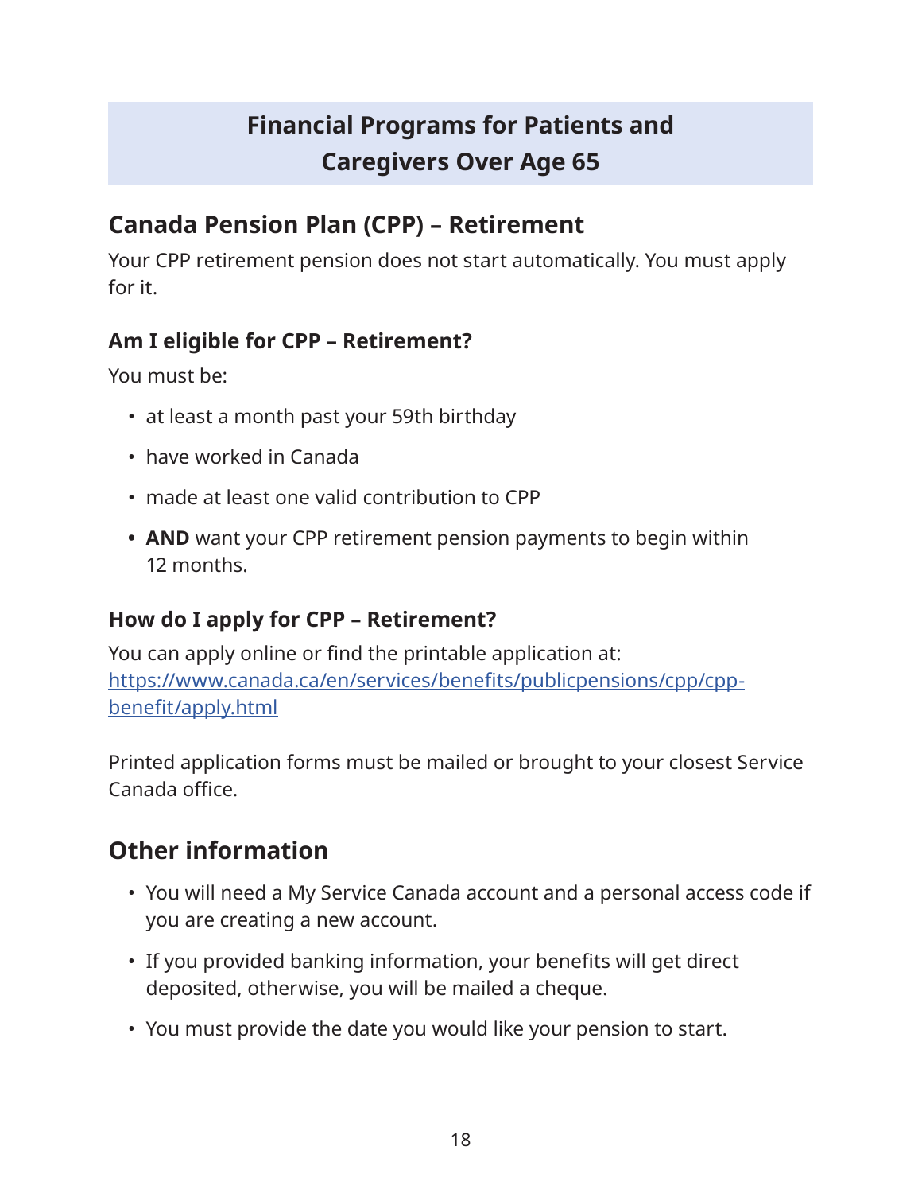# Financial Programs for Patients and Caregivers Over Age 65

## Canada Pension Plan (CPP) – Retirement

Your CPP retirement pension does not start automatically. You must apply for it.

### Am I eligible for CPP – Retirement?

You must be:

- at least a month past your 59th birthday
- have worked in Canada
- made at least one valid contribution to CPP
- **AND** want your CPP retirement pension payments to begin within 12 months.

### How do I apply for CPP – Retirement?

You can apply online or find the printable application at: [https://www.canada.ca/en/services/benefits/publicpensions/cpp/cpp-benefit/apply.html](https://www.canada.ca/en/services/benefits/publicpensions/cpp/cpp-benefit/apply.html)

Printed application forms must be mailed or brought to your closest Service Canada office.

## Other information

- You will need a My Service Canada account and a personal access code if you are creating a new account.
- If you provided banking information, your benefits will get direct deposited, otherwise, you will be mailed a cheque.
- You must provide the date you would like your pension to start.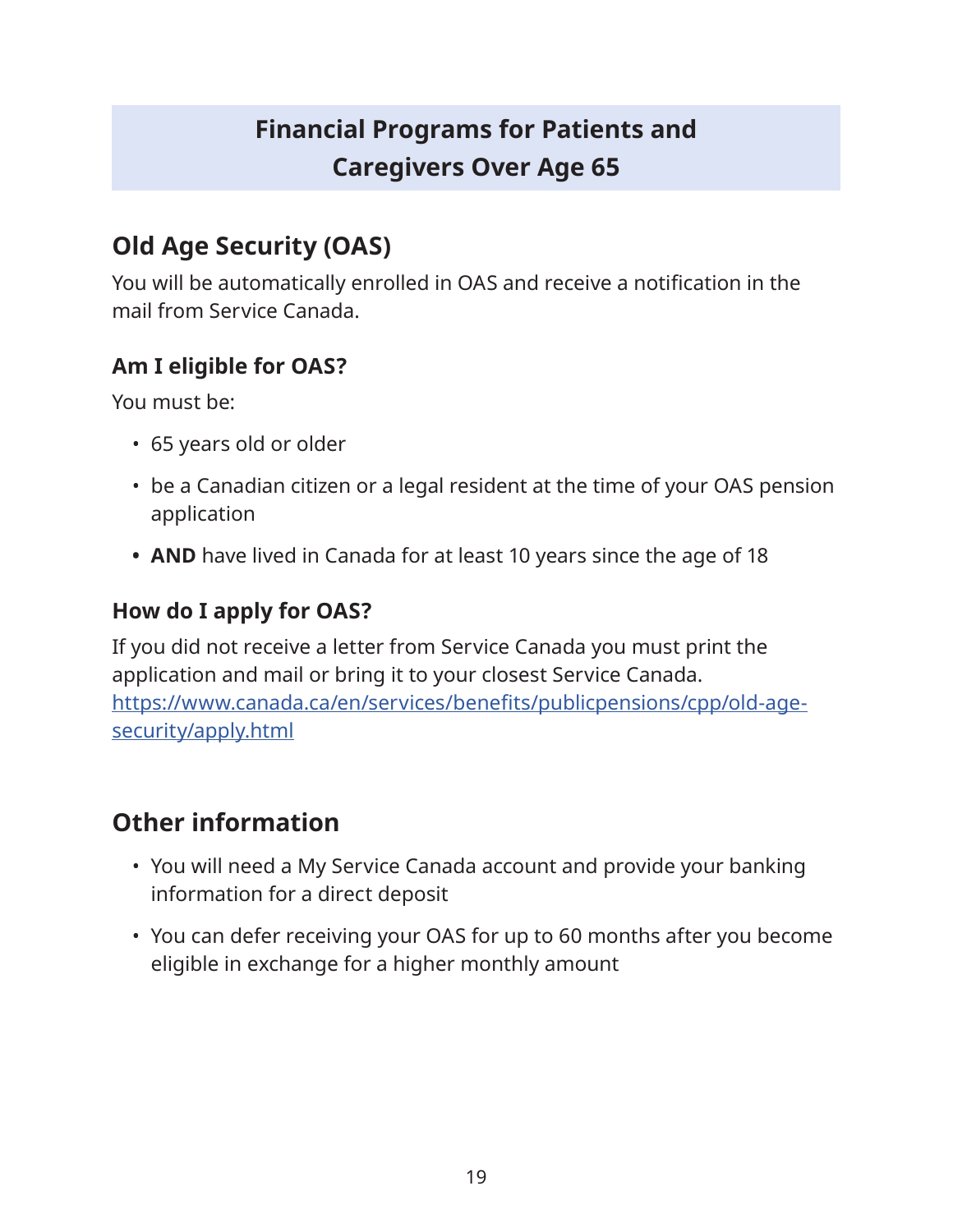# Financial Programs for Patients and Caregivers Over Age 65

## Old Age Security (OAS)

You will be automatically enrolled in OAS and receive a notification in the mail from Service Canada.

### Am I eligible for OAS?

You must be:

- 65 years old or older
- be a Canadian citizen or a legal resident at the time of your OAS pension application
- **AND** have lived in Canada for at least 10 years since the age of 18

### How do I apply for OAS?

If you did not receive a letter from Service Canada you must print the application and mail or bring it to your closest Service Canada. [https://www.canada.ca/en/services/benefits/publicpensions/cpp/old-age-security/apply.html](https://www.canada.ca/en/services/benefits/publicpensions/cpp/old-age-security/apply.html)

## Other information

- You will need a My Service Canada account and provide your banking information for a direct deposit
- You can defer receiving your OAS for up to 60 months after you become eligible in exchange for a higher monthly amount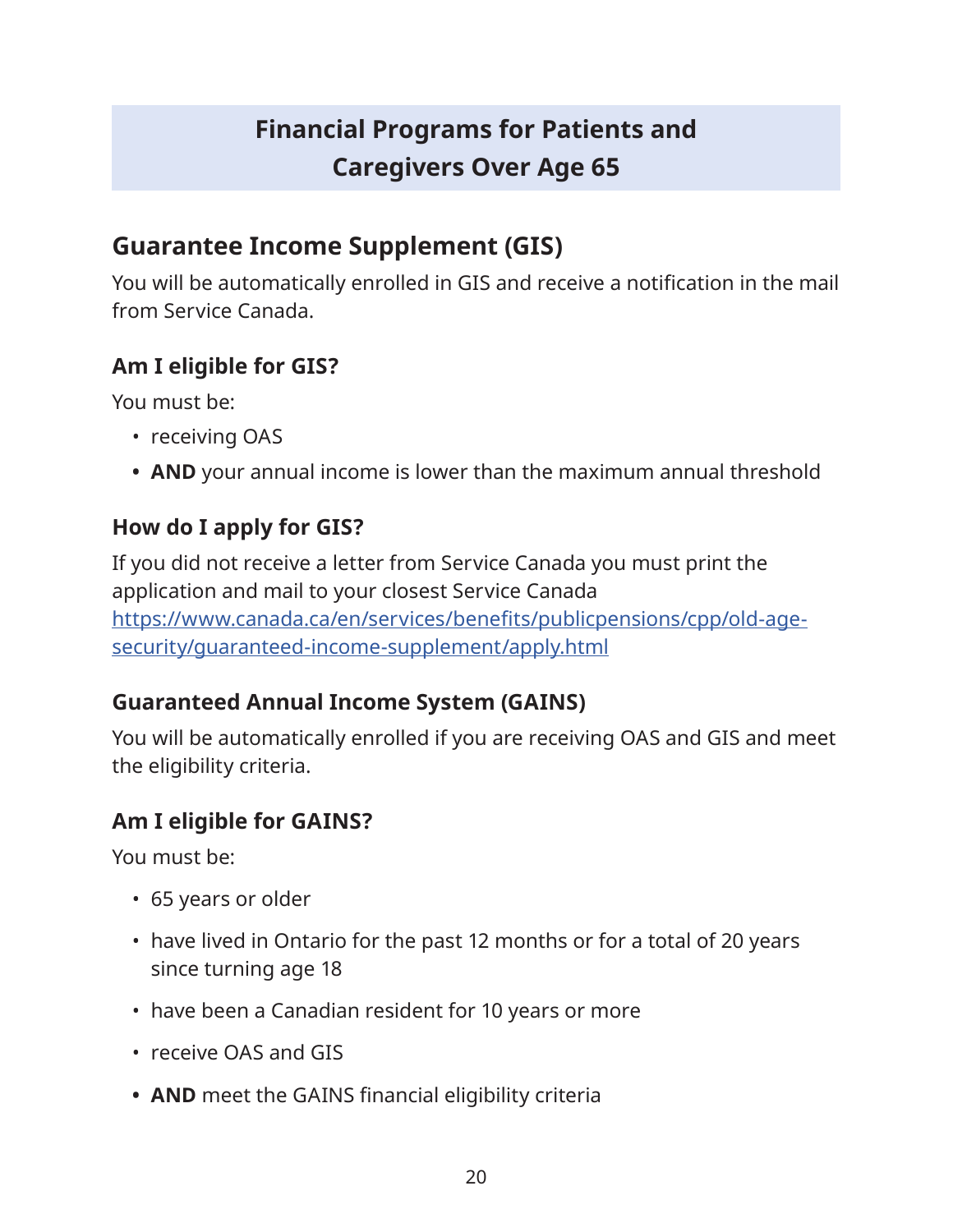# Financial Programs for Patients and Caregivers Over Age 65

## Guarantee Income Supplement (GIS)

You will be automatically enrolled in GIS and receive a notification in the mail from Service Canada.

### Am I eligible for GIS?

You must be:

- receiving OAS
- **AND** your annual income is lower than the maximum annual threshold

### How do I apply for GIS?

If you did not receive a letter from Service Canada you must print the application and mail to your closest Service Canada https://www.canada.ca/en/services/benefits/publicpensions/cpp/old-age-security/guaranteed-income-supplement/apply.html

### Guaranteed Annual Income System (GAINS)

You will be automatically enrolled if you are receiving OAS and GIS and meet the eligibility criteria.

### Am I eligible for GAINS?

You must be:

- 65 years or older
- have lived in Ontario for the past 12 months or for a total of 20 years since turning age 18
- have been a Canadian resident for 10 years or more
- receive OAS and GIS
- **AND** meet the GAINS financial eligibility criteria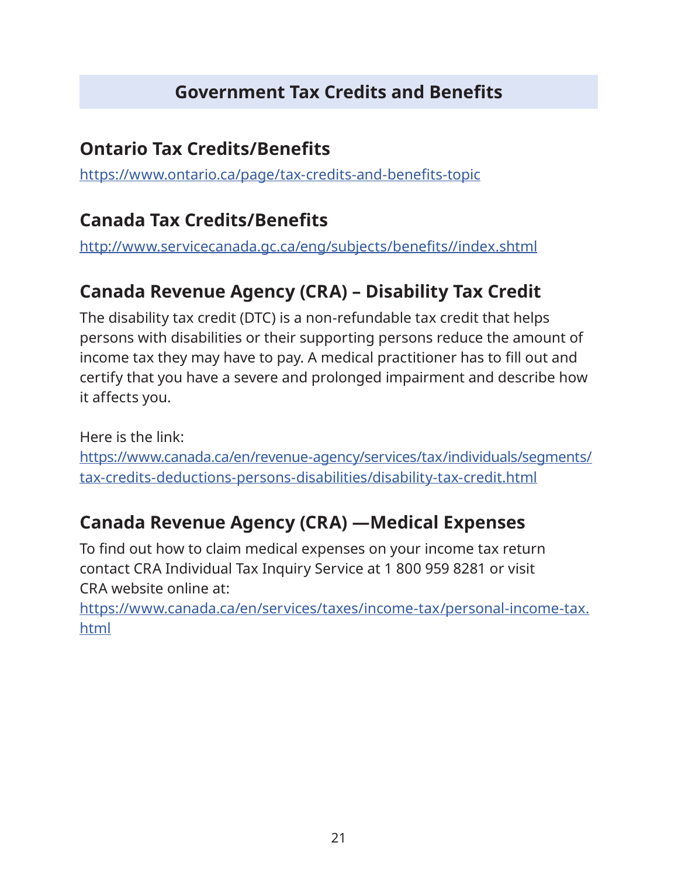# Government Tax Credits and Benefits

## Ontario Tax Credits/Benefits

https://www.ontario.ca/page/tax-credits-and-benefits-topic

## Canada Tax Credits/Benefits

http://www.servicecanada.gc.ca/eng/subjects/benefits//index.shtml

## Canada Revenue Agency (CRA) – Disability Tax Credit

The disability tax credit (DTC) is a non-refundable tax credit that helps persons with disabilities or their supporting persons reduce the amount of income tax they may have to pay. A medical practitioner has to fill out and certify that you have a severe and prolonged impairment and describe how it affects you.

Here is the link:
https://www.canada.ca/en/revenue-agency/services/tax/individuals/segments/tax-credits-deductions-persons-disabilities/disability-tax-credit.html

## Canada Revenue Agency (CRA) —Medical Expenses

To find out how to claim medical expenses on your income tax return contact CRA Individual Tax Inquiry Service at 1 800 959 8281 or visit CRA website online at:
https://www.canada.ca/en/services/taxes/income-tax/personal-income-tax.html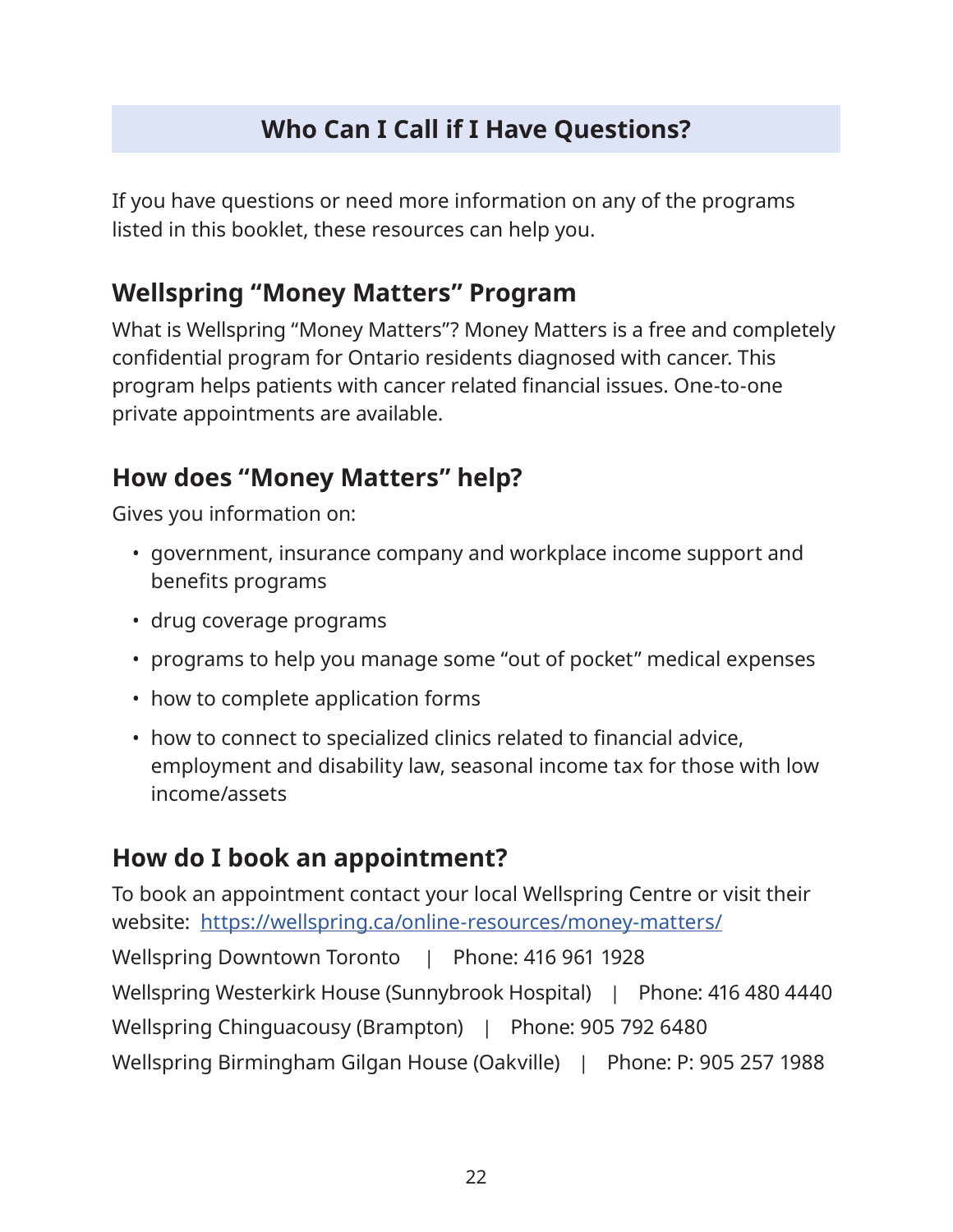## Who Can I Call if I Have Questions?

If you have questions or need more information on any of the programs listed in this booklet, these resources can help you.

### Wellspring "Money Matters" Program

What is Wellspring "Money Matters"? Money Matters is a free and completely confidential program for Ontario residents diagnosed with cancer. This program helps patients with cancer related financial issues. One-to-one private appointments are available.

### How does "Money Matters" help?

Gives you information on:

- government, insurance company and workplace income support and benefits programs
- drug coverage programs
- programs to help you manage some "out of pocket" medical expenses
- how to complete application forms
- how to connect to specialized clinics related to financial advice, employment and disability law, seasonal income tax for those with low income/assets

### How do I book an appointment?

To book an appointment contact your local Wellspring Centre or visit their website: [https://wellspring.ca/online-resources/money-matters/](https://wellspring.ca/online-resources/money-matters/)

Wellspring Downtown Toronto | Phone: 416 961 1928

Wellspring Westerkirk House (Sunnybrook Hospital) | Phone: 416 480 4440

Wellspring Chinguacousy (Brampton) | Phone: 905 792 6480

Wellspring Birmingham Gilgan House (Oakville) | Phone: P: 905 257 1988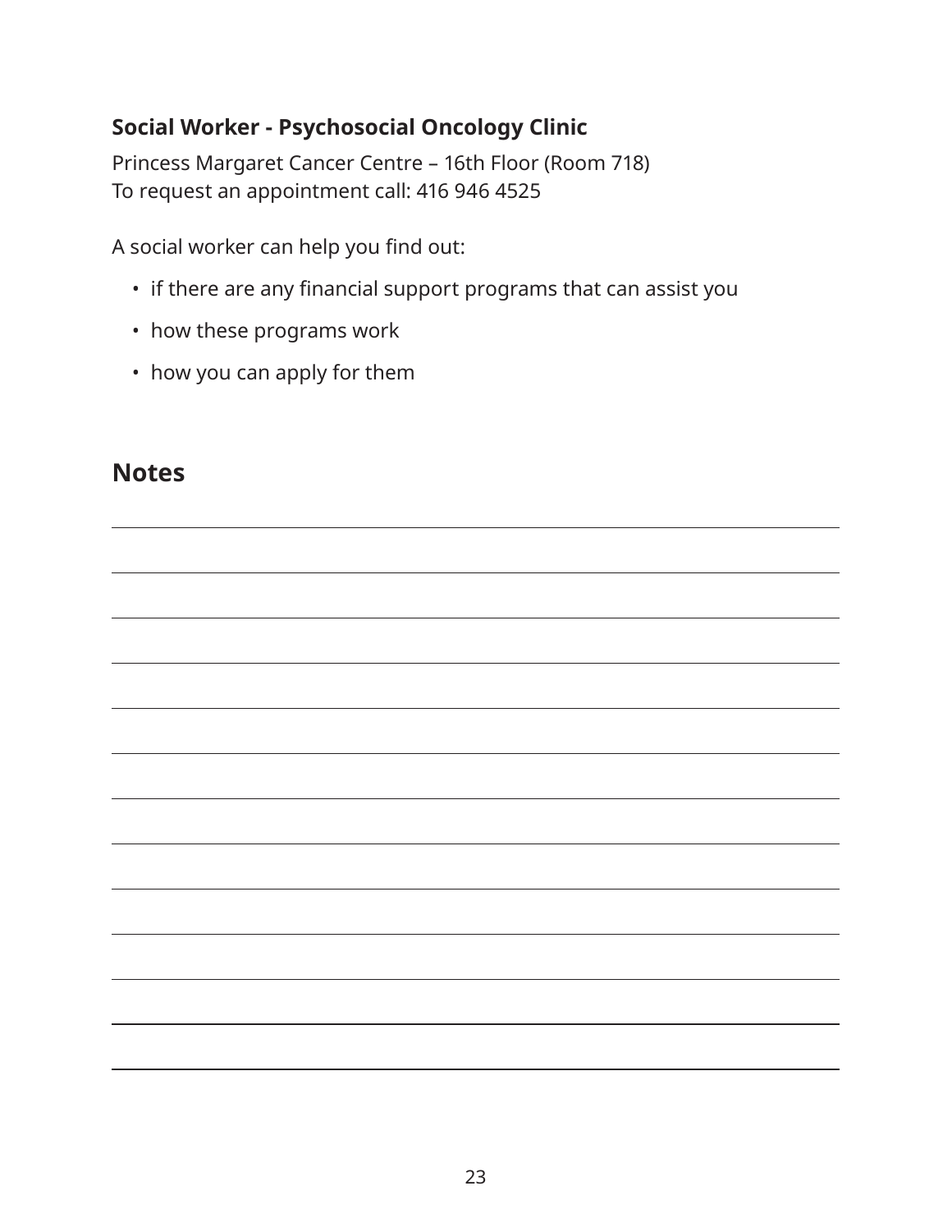**Social Worker - Psychosocial Oncology Clinic**

Princess Margaret Cancer Centre – 16th Floor (Room 718)
To request an appointment call: 416 946 4525

A social worker can help you find out:

- if there are any financial support programs that can assist you
- how these programs work
- how you can apply for them

## Notes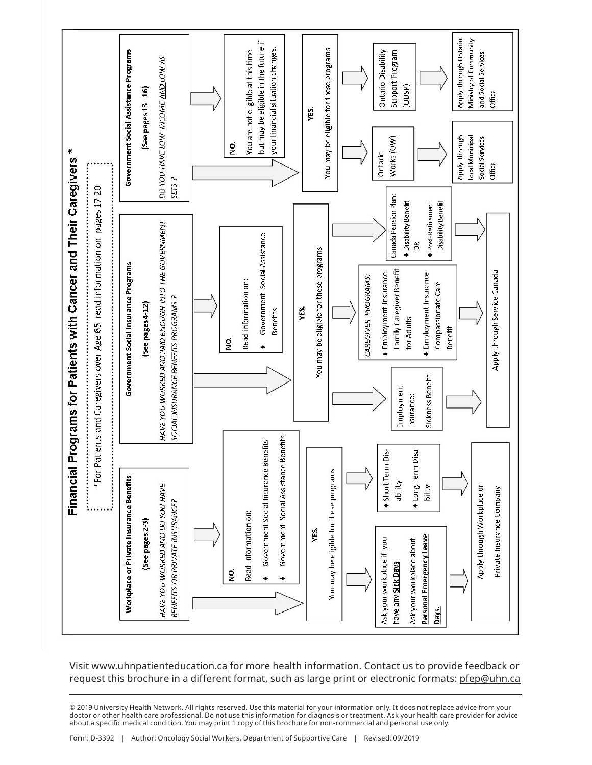# Financial Programs for Patients with Cancer and Their Caregivers *

*For Patients and Caregivers over Age 65 read information on pages 17-20

## Workplace or Private Insurance Benefits

(See pages 2-3)

*HAVE YOU WORKED AND DO YOU HAVE BENEFITS OR PRIVATE INSURANCE?*

**NO.**

Read information on:

- Government Social Insurance Benefits
- Government Social Assistance Benefits

**YES.**

You may be eligible for these programs

Ask your workplace if you have any **Sick Days**.

Ask your workplace about **Personal Emergency Leave Days**.

- Short Term Disability
- Long Term Disability

Apply through Workplace or Private Insurance Company

## Government Social Insurance Programs

(See pages 4-12)

*HAVE YOU WORKED AND PAID ENOUGH INTO THE GOVERNMENT SOCIAL INSURANCE BENEFITS PROGRAMS ?*

**NO.**

Read information on:

- Government Social Assistance Benefits

**YES.**

You may be eligible for these programs

Employment Insurance: Sickness Benefit

*CAREGIVER PROGRAMS:*

- Employment Insurance: Family Caregiver Benefit for Adults
- Employment Insurance: Compassionate Care Benefit

Canada Pension Plan:

- Disability Benefit

OR

- Post-Retirement Disability Benefit

Apply through Service Canada

## Government Social Assistance Programs

(See pages 13–16)

*DO YOU HAVE LOW INCOME AND LOW ASSETS ?*

**NO.**

You are not eligible at this time but may be eligible in the future if your financial situation changes.

**YES.**

You may be eligible for these programs

Ontario Works (OW)

Apply through local Municipal Social Services Office

Ontario Disability Support Program (ODSP)

Apply through Ontario Ministry of Community and Social Services Office

Visit www.uhnpatienteducation.ca for more health information. Contact us to provide feedback or request this brochure in a different format, such as large print or electronic formats: pfep@uhn.ca

© 2019 University Health Network. All rights reserved. Use this material for your information only. It does not replace advice from your doctor or other health care professional. Do not use this information for diagnosis or treatment. Ask your health care provider for advice about a specific medical condition. You may print 1 copy of this brochure for non-commercial and personal use only.

Form: D-3392 | Author: Oncology Social Workers, Department of Supportive Care | Revised: 09/2019